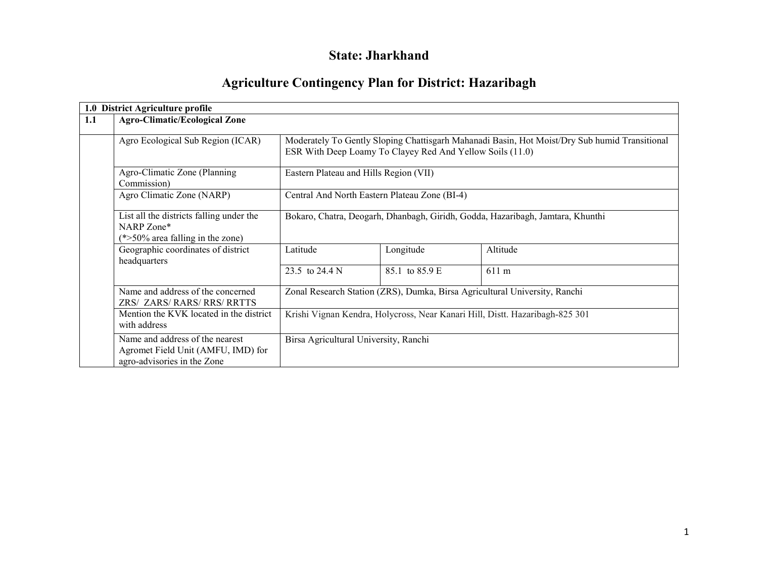# State: Jharkhand

## Agriculture Contingency Plan for District: Hazaribagh

| | | | | |
|---|---|---|---|---|
| **1.0 District Agriculture profile** | | | | |
| **1.1** | **Agro-Climatic/Ecological Zone** | | | |
| | Agro Ecological Sub Region (ICAR) | Moderately To Gently Sloping Chattisgarh Mahanadi Basin, Hot Moist/Dry Sub humid Transitional ESR With Deep Loamy To Clayey Red And Yellow Soils (11.0) | | |
| | Agro-Climatic Zone (Planning Commission) | Eastern Plateau and Hills Region (VII) | | |
| | Agro Climatic Zone (NARP) | Central And North Eastern Plateau Zone (BI-4) | | |
| | List all the districts falling under the NARP Zone* (*>50% area falling in the zone) | Bokaro, Chatra, Deogarh, Dhanbagh, Giridh, Godda, Hazaribagh, Jamtara, Khunthi | | |
| | Geographic coordinates of district headquarters | Latitude | Longitude | Altitude |
| | | 23.5 to 24.4 N | 85.1 to 85.9 E | 611 m |
| | Name and address of the concerned ZRS/ ZARS/ RARS/ RRS/ RRTTS | Zonal Research Station (ZRS), Dumka, Birsa Agricultural University, Ranchi | | |
| | Mention the KVK located in the district with address | Krishi Vignan Kendra, Holycross, Near Kanari Hill, Distt. Hazaribagh-825 301 | | |
| | Name and address of the nearest Agromet Field Unit (AMFU, IMD) for agro-advisories in the Zone | Birsa Agricultural University, Ranchi | | |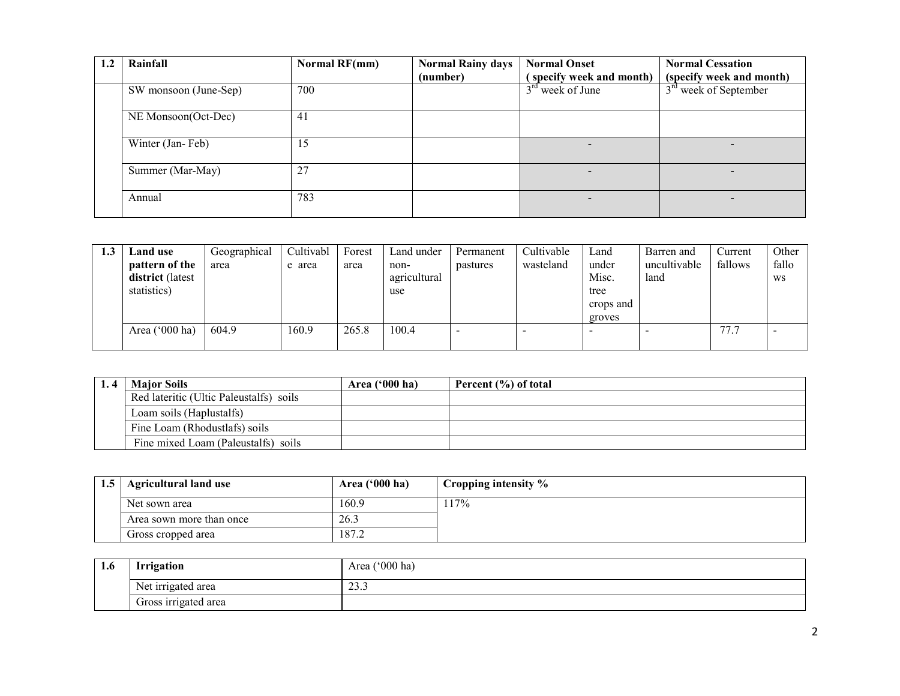| 1.2 | Rainfall | Normal RF(mm) | Normal Rainy days (number) | Normal Onset ( specify week and month) | Normal Cessation (specify week and month) |
|---|---|---|---|---|---|
| | SW monsoon (June-Sep) | 700 | | 3rd week of June | 3rd week of September |
| | NE Monsoon(Oct-Dec) | 41 | | | |
| | Winter (Jan- Feb) | 15 | | - | - |
| | Summer (Mar-May) | 27 | | - | - |
| | Annual | 783 | | - | - |

| 1.3 | Land use pattern of the district (latest statistics) | Geographical area | Cultivable area | Forest area | Land under non-agricultural use | Permanent pastures | Cultivable wasteland | Land under Misc. tree crops and groves | Barren and uncultivable land | Current fallows | Other fallows |
|---|---|---|---|---|---|---|---|---|---|---|---|
| | Area ('000 ha) | 604.9 | 160.9 | 265.8 | 100.4 | - | - | - | - | 77.7 | - |

| 1. 4 | Major Soils | Area ('000 ha) | Percent (%) of total |
|---|---|---|---|
| | Red lateritic (Ultic Paleustalfs) soils | | |
| | Loam soils (Haplustalfs) | | |
| | Fine Loam (Rhodustlafs) soils | | |
| | Fine mixed Loam (Paleustalfs) soils | | |

| 1.5 | Agricultural land use | Area ('000 ha) | Cropping intensity % |
|---|---|---|---|
| | Net sown area | 160.9 | 117% |
| | Area sown more than once | 26.3 | |
| | Gross cropped area | 187.2 | |

| 1.6 | Irrigation | Area ('000 ha) |
|---|---|---|
| | Net irrigated area | 23.3 |
| | Gross irrigated area | |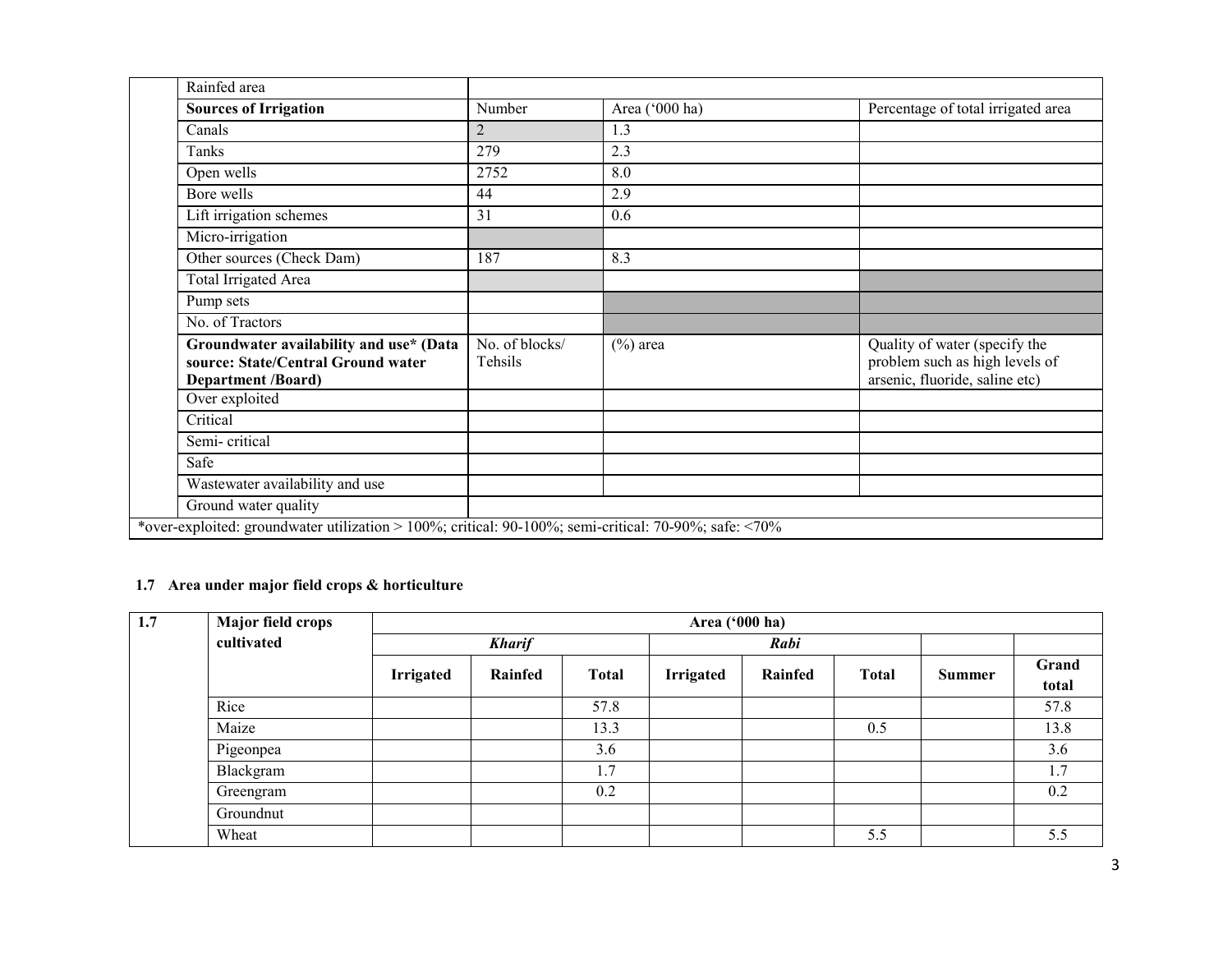| | | | | |
|---|---|---|---|---|
| | Rainfed area | | | |
| | **Sources of Irrigation** | Number | Area ('000 ha) | Percentage of total irrigated area |
| | Canals | 2 | 1.3 | |
| | Tanks | 279 | 2.3 | |
| | Open wells | 2752 | 8.0 | |
| | Bore wells | 44 | 2.9 | |
| | Lift irrigation schemes | 31 | 0.6 | |
| | Micro-irrigation | | | |
| | Other sources (Check Dam) | 187 | 8.3 | |
| | Total Irrigated Area | | | |
| | Pump sets | | | |
| | No. of Tractors | | | |
| | **Groundwater availability and use* (Data source: State/Central Ground water Department /Board)** | No. of blocks/ Tehsils | (%) area | Quality of water (specify the problem such as high levels of arsenic, fluoride, saline etc) |
| | Over exploited | | | |
| | Critical | | | |
| | Semi- critical | | | |
| | Safe | | | |
| | Wastewater availability and use | | | |
| | Ground water quality | | | |

*over-exploited: groundwater utilization > 100%; critical: 90-100%; semi-critical: 70-90%; safe: <70%

### 1.7 Area under major field crops & horticulture

| 1.7 | Major field crops cultivated | Area ('000 ha) | | | | | | | |
|---|---|---|---|---|---|---|---|---|---|
| | | ***Kharif*** | | | ***Rabi*** | | | | |
| | | **Irrigated** | **Rainfed** | **Total** | **Irrigated** | **Rainfed** | **Total** | **Summer** | **Grand total** |
| | Rice | | | 57.8 | | | | | 57.8 |
| | Maize | | | 13.3 | | | 0.5 | | 13.8 |
| | Pigeonpea | | | 3.6 | | | | | 3.6 |
| | Blackgram | | | 1.7 | | | | | 1.7 |
| | Greengram | | | 0.2 | | | | | 0.2 |
| | Groundnut | | | | | | | | |
| | Wheat | | | | | | 5.5 | | 5.5 |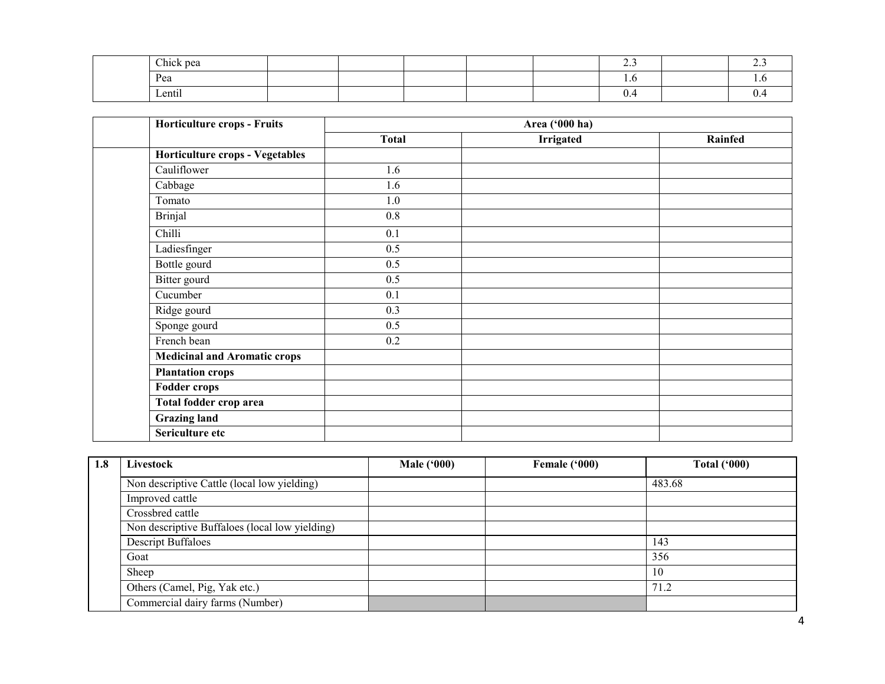| | | | | | | | | | |
|---|---|---|---|---|---|---|---|---|---|
| | Chick pea | | | | | | 2.3 | | 2.3 |
| | Pea | | | | | | 1.6 | | 1.6 |
| | Lentil | | | | | | 0.4 | | 0.4 |

| | Horticulture crops - Fruits | Area ('000 ha) | | |
|---|---|---|---|---|
| | | **Total** | **Irrigated** | **Rainfed** |
| | **Horticulture crops - Vegetables** | | | |
| | Cauliflower | 1.6 | | |
| | Cabbage | 1.6 | | |
| | Tomato | 1.0 | | |
| | Brinjal | 0.8 | | |
| | Chilli | 0.1 | | |
| | Ladiesfinger | 0.5 | | |
| | Bottle gourd | 0.5 | | |
| | Bitter gourd | 0.5 | | |
| | Cucumber | 0.1 | | |
| | Ridge gourd | 0.3 | | |
| | Sponge gourd | 0.5 | | |
| | French bean | 0.2 | | |
| | **Medicinal and Aromatic crops** | | | |
| | **Plantation crops** | | | |
| | **Fodder crops** | | | |
| | **Total fodder crop area** | | | |
| | **Grazing land** | | | |
| | **Sericulture etc** | | | |

| 1.8 | Livestock | Male ('000) | Female ('000) | Total ('000) |
|---|---|---|---|---|
| | Non descriptive Cattle (local low yielding) | | | 483.68 |
| | Improved cattle | | | |
| | Crossbred cattle | | | |
| | Non descriptive Buffaloes (local low yielding) | | | |
| | Descript Buffaloes | | | 143 |
| | Goat | | | 356 |
| | Sheep | | | 10 |
| | Others (Camel, Pig, Yak etc.) | | | 71.2 |
| | Commercial dairy farms (Number) | | | |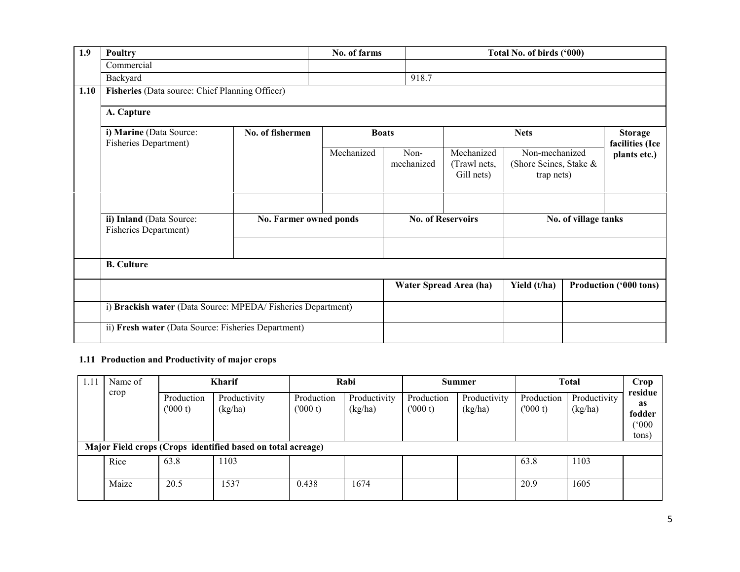| 1.9 | Poultry | No. of farms | Total No. of birds ('000) |
|---|---|---|---|
| | Commercial | | |
| | Backyard | | 918.7 |

| 1.10 | Fisheries (Data source: Chief Planning Officer) | | | | | | |
|---|---|---|---|---|---|---|---|
| | **A. Capture** | | | | | | |
| | **i) Marine** (Data Source: Fisheries Department) | **No. of fishermen** | **Boats** | | **Nets** | | **Storage facilities (Ice plants etc.)** |
| | | | Mechanized | Non-mechanized | Mechanized (Trawl nets, Gill nets) | Non-mechanized (Shore Seines, Stake & trap nets) | |
| | | | | | | | |
| | **ii) Inland** (Data Source: Fisheries Department) | **No. Farmer owned ponds** | | **No. of Reservoirs** | | **No. of village tanks** | |
| | | | | | | | |
| | **B. Culture** | | | | | | |
| | | | | **Water Spread Area (ha)** | | **Yield (t/ha)** | **Production ('000 tons)** |
| | i) **Brackish water** (Data Source: MPEDA/ Fisheries Department) | | | | | | |
| | ii) **Fresh water** (Data Source: Fisheries Department) | | | | | | |

### 1.11 Production and Productivity of major crops

| 1.11 | Name of crop | Kharif | | Rabi | | Summer | | Total | | Crop residue as fodder ('000 tons) |
|---|---|---|---|---|---|---|---|---|---|---|
| | | Production ('000 t) | Productivity (kg/ha) | Production ('000 t) | Productivity (kg/ha) | Production ('000 t) | Productivity (kg/ha) | Production ('000 t) | Productivity (kg/ha) | |
| **Major Field crops (Crops identified based on total acreage)** | | | | | | | | | | |
| | Rice | 63.8 | 1103 | | | | | 63.8 | 1103 | |
| | Maize | 20.5 | 1537 | 0.438 | 1674 | | | 20.9 | 1605 | |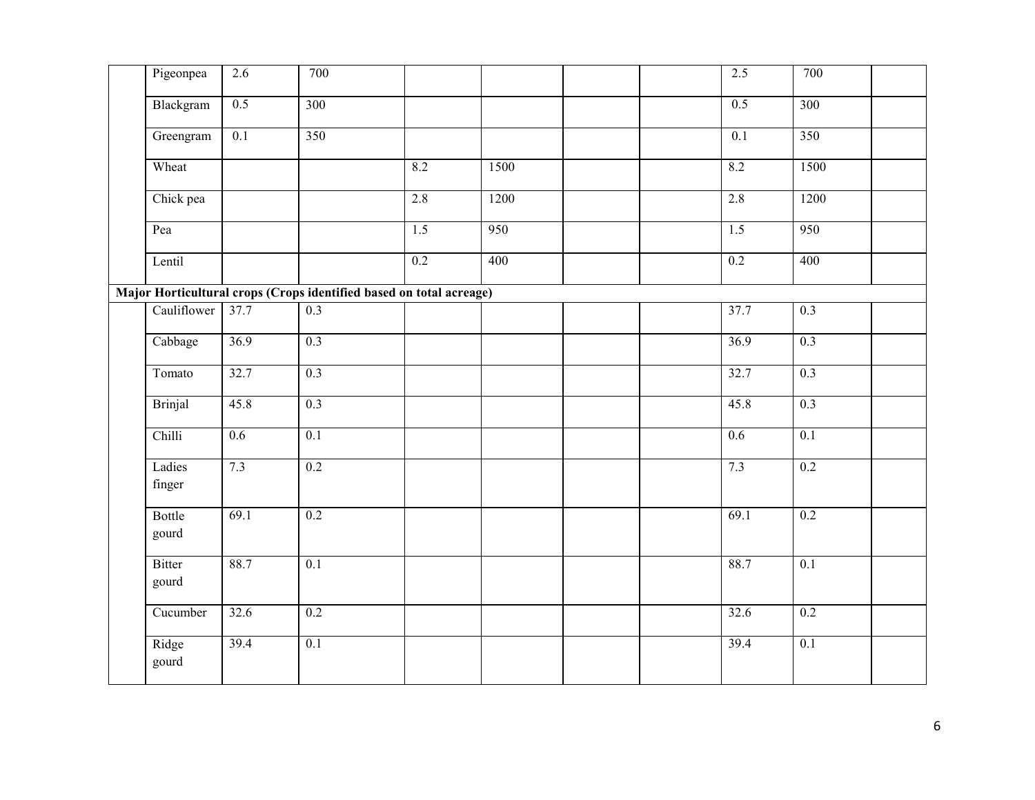| | | | | | | | | | | |
|---|---|---|---|---|---|---|---|---|---|---|
| | Pigeonpea | 2.6 | 700 | | | | | 2.5 | 700 | |
| | Blackgram | 0.5 | 300 | | | | | 0.5 | 300 | |
| | Greengram | 0.1 | 350 | | | | | 0.1 | 350 | |
| | Wheat | | | 8.2 | 1500 | | | 8.2 | 1500 | |
| | Chick pea | | | 2.8 | 1200 | | | 2.8 | 1200 | |
| | Pea | | | 1.5 | 950 | | | 1.5 | 950 | |
| | Lentil | | | 0.2 | 400 | | | 0.2 | 400 | |
| **Major Horticultural crops (Crops identified based on total acreage)** | | | | | | | | | | |
| | Cauliflower | 37.7 | 0.3 | | | | | 37.7 | 0.3 | |
| | Cabbage | 36.9 | 0.3 | | | | | 36.9 | 0.3 | |
| | Tomato | 32.7 | 0.3 | | | | | 32.7 | 0.3 | |
| | Brinjal | 45.8 | 0.3 | | | | | 45.8 | 0.3 | |
| | Chilli | 0.6 | 0.1 | | | | | 0.6 | 0.1 | |
| | Ladies finger | 7.3 | 0.2 | | | | | 7.3 | 0.2 | |
| | Bottle gourd | 69.1 | 0.2 | | | | | 69.1 | 0.2 | |
| | Bitter gourd | 88.7 | 0.1 | | | | | 88.7 | 0.1 | |
| | Cucumber | 32.6 | 0.2 | | | | | 32.6 | 0.2 | |
| | Ridge gourd | 39.4 | 0.1 | | | | | 39.4 | 0.1 | |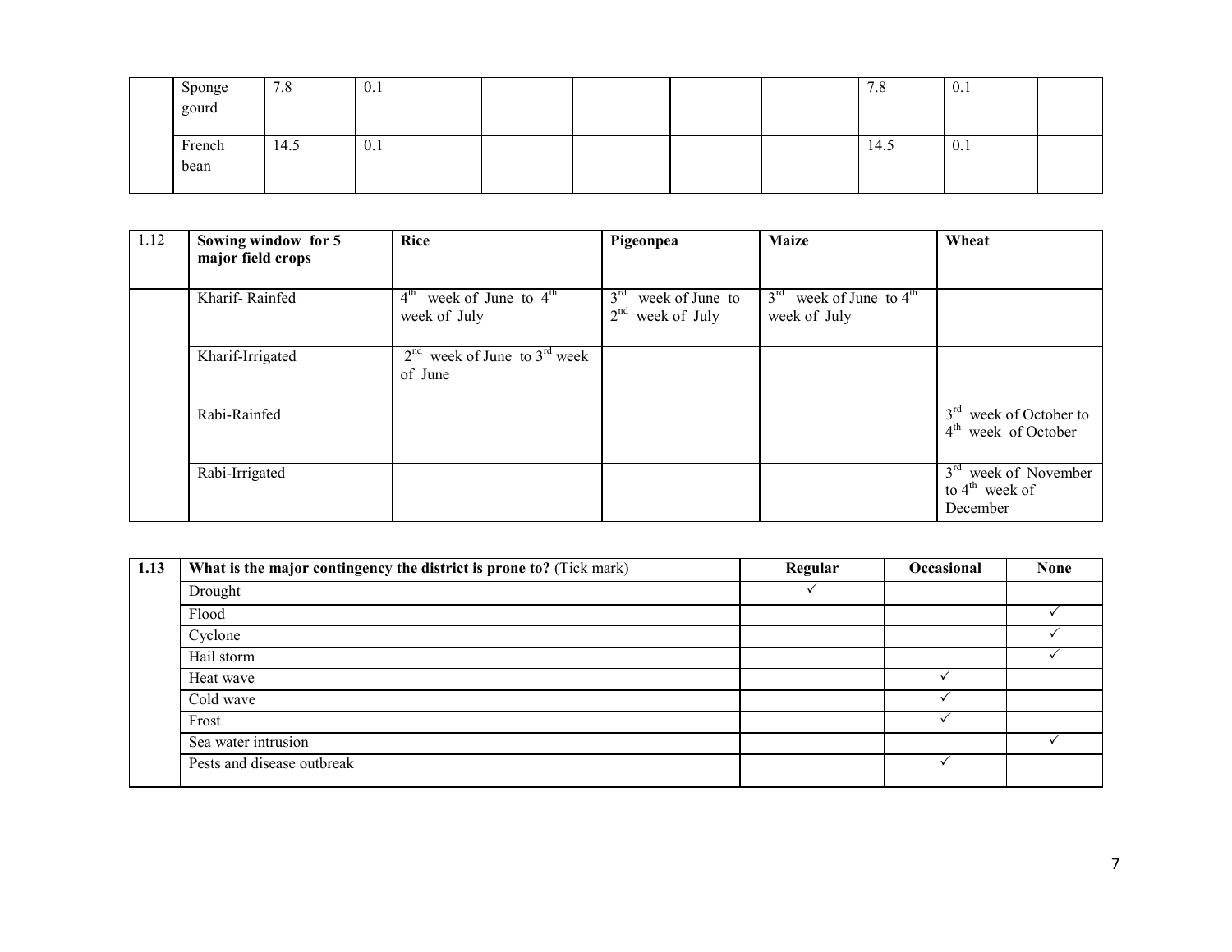| | | | | | | | | | | |
|---|---|---|---|---|---|---|---|---|---|---|
| | Sponge gourd | 7.8 | 0.1 | | | | | 7.8 | 0.1 | |
| | French bean | 14.5 | 0.1 | | | | | 14.5 | 0.1 | |

| 1.12 | Sowing window for 5 major field crops | Rice | Pigeonpea | Maize | Wheat |
|---|---|---|---|---|---|
| | Kharif- Rainfed | 4th week of June to 4th week of July | 3rd week of June to 2nd week of July | 3rd week of June to 4th week of July | |
| | Kharif-Irrigated | 2nd week of June to 3rd week of June | | | |
| | Rabi-Rainfed | | | | 3rd week of October to 4th week of October |
| | Rabi-Irrigated | | | | 3rd week of November to 4th week of December |

| 1.13 | What is the major contingency the district is prone to? (Tick mark) | Regular | Occasional | None |
|---|---|---|---|---|
| | Drought | ✓ | | |
| | Flood | | | ✓ |
| | Cyclone | | | ✓ |
| | Hail storm | | | ✓ |
| | Heat wave | | ✓ | |
| | Cold wave | | ✓ | |
| | Frost | | ✓ | |
| | Sea water intrusion | | | ✓ |
| | Pests and disease outbreak | | ✓ | |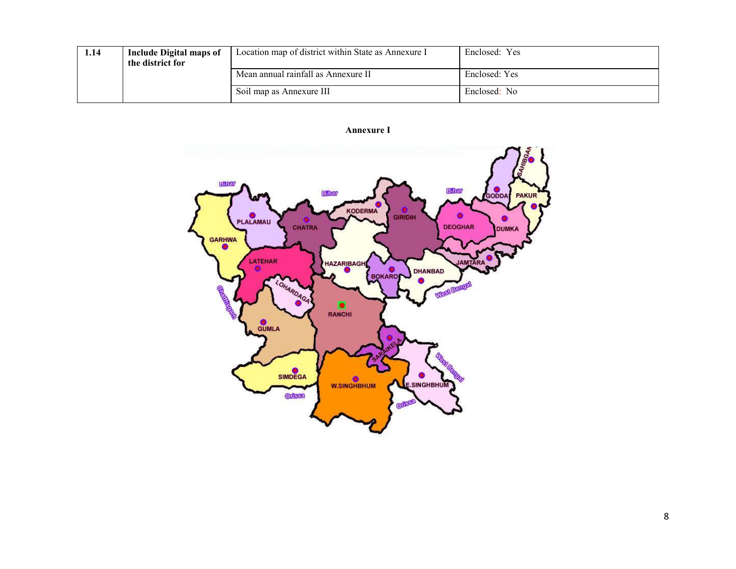| | | | |
|---|---|---|---|
| 1.14 | **Include Digital maps of the district for** | Location map of district within State as Annexure I | Enclosed: Yes |
| | | Mean annual rainfall as Annexure II | Enclosed: Yes |
| | | Soil map as Annexure III | Enclosed: No |

**Annexure I**

Bihar
Bihar
Bihar
SAHIBGANJ
GODDA
PAKUR
KODERMA
GIRIDIH
DEOGHAR
DUMKA
PLALAMAU
CHATRA
GARHWA
JAMTARA
LATEHAR
HAZARIBAGH
BOKARO
DHANBAD
West Bengal
LOHARDAGA
Chhattisgarh
RANCHI
GUMLA
SARAIKELA
West Bengal
SIMDEGA
W.SINGHBHUM
E.SINGHBHUM
Orissa
Orissa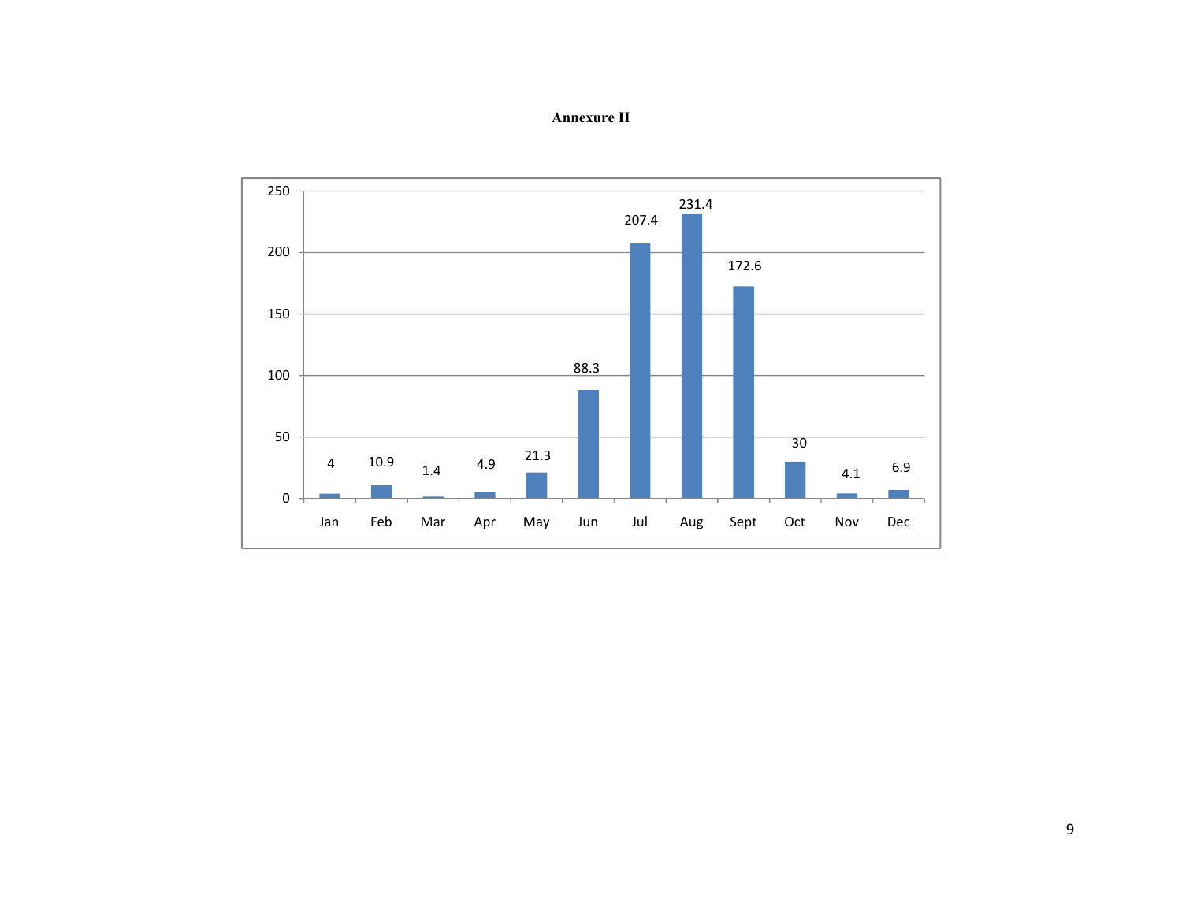**Annexure II**

250
200
150
100
50
0

4
10.9
1.4
4.9
21.3
88.3
207.4
231.4
172.6
30
4.1
6.9

Jan
Feb
Mar
Apr
May
Jun
Jul
Aug
Sept
Oct
Nov
Dec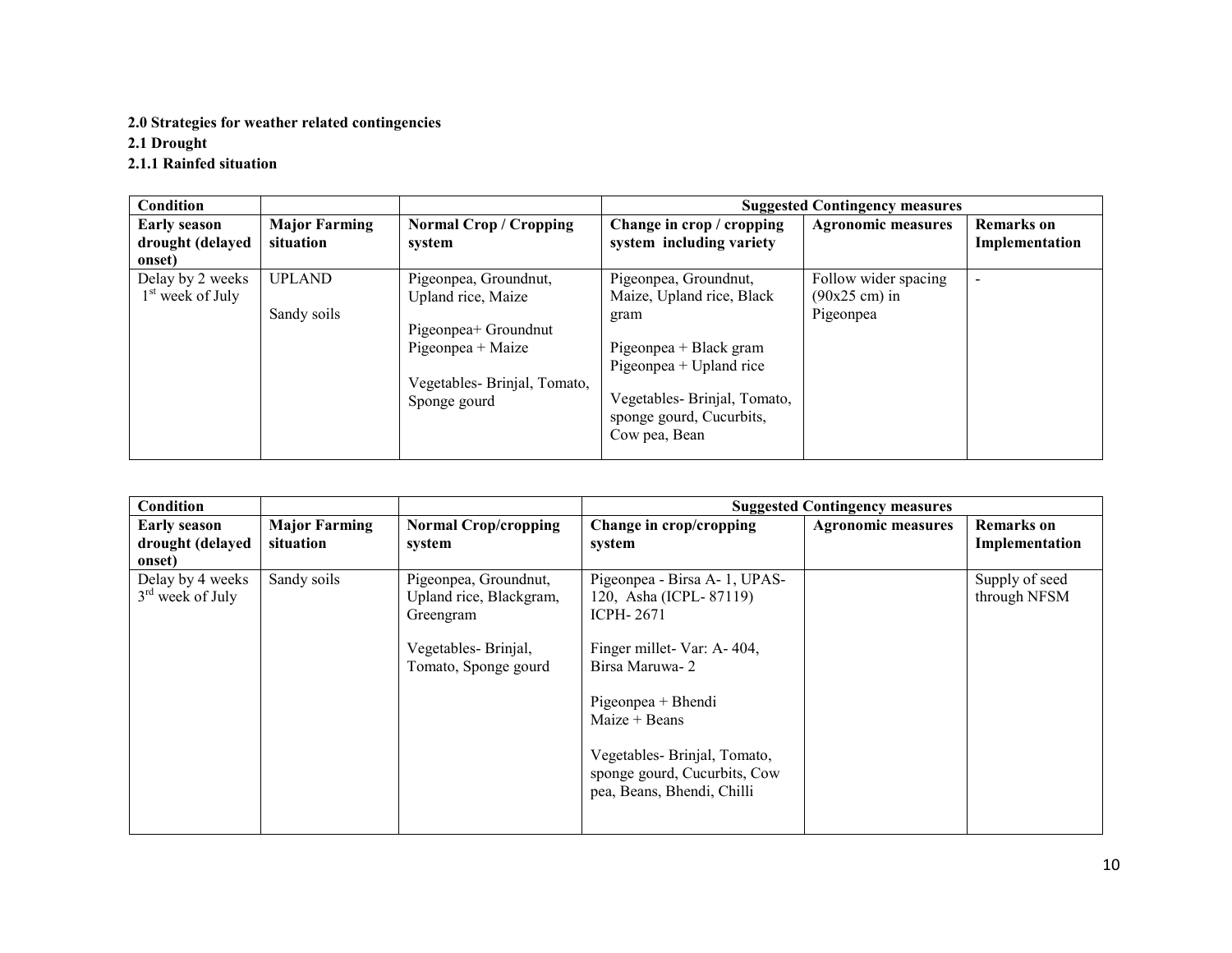**2.0 Strategies for weather related contingencies**

**2.1 Drought**

**2.1.1 Rainfed situation**

| **Condition** | | | **Suggested Contingency measures** | | |
|---|---|---|---|---|---|
| **Early season drought (delayed onset)** | **Major Farming situation** | **Normal Crop / Cropping system** | **Change in crop / cropping system including variety** | **Agronomic measures** | **Remarks on Implementation** |
| Delay by 2 weeks 1st week of July | UPLAND<br><br>Sandy soils | Pigeonpea, Groundnut, Upland rice, Maize<br><br>Pigeonpea+ Groundnut<br>Pigeonpea + Maize<br><br>Vegetables- Brinjal, Tomato, Sponge gourd | Pigeonpea, Groundnut, Maize, Upland rice, Black gram<br><br>Pigeonpea + Black gram<br>Pigeonpea + Upland rice<br><br>Vegetables- Brinjal, Tomato, sponge gourd, Cucurbits, Cow pea, Bean | Follow wider spacing (90x25 cm) in Pigeonpea | - |

| **Condition** | | | **Suggested Contingency measures** | | |
|---|---|---|---|---|---|
| **Early season drought (delayed onset)** | **Major Farming situation** | **Normal Crop/cropping system** | **Change in crop/cropping system** | **Agronomic measures** | **Remarks on Implementation** |
| Delay by 4 weeks 3rd week of July | Sandy soils | Pigeonpea, Groundnut, Upland rice, Blackgram, Greengram<br><br>Vegetables- Brinjal, Tomato, Sponge gourd | Pigeonpea - Birsa A- 1, UPAS-120, Asha (ICPL- 87119) ICPH- 2671<br><br>Finger millet- Var: A- 404, Birsa Maruwa- 2<br><br>Pigeonpea + Bhendi<br>Maize + Beans<br><br>Vegetables- Brinjal, Tomato, sponge gourd, Cucurbits, Cow pea, Beans, Bhendi, Chilli | | Supply of seed through NFSM |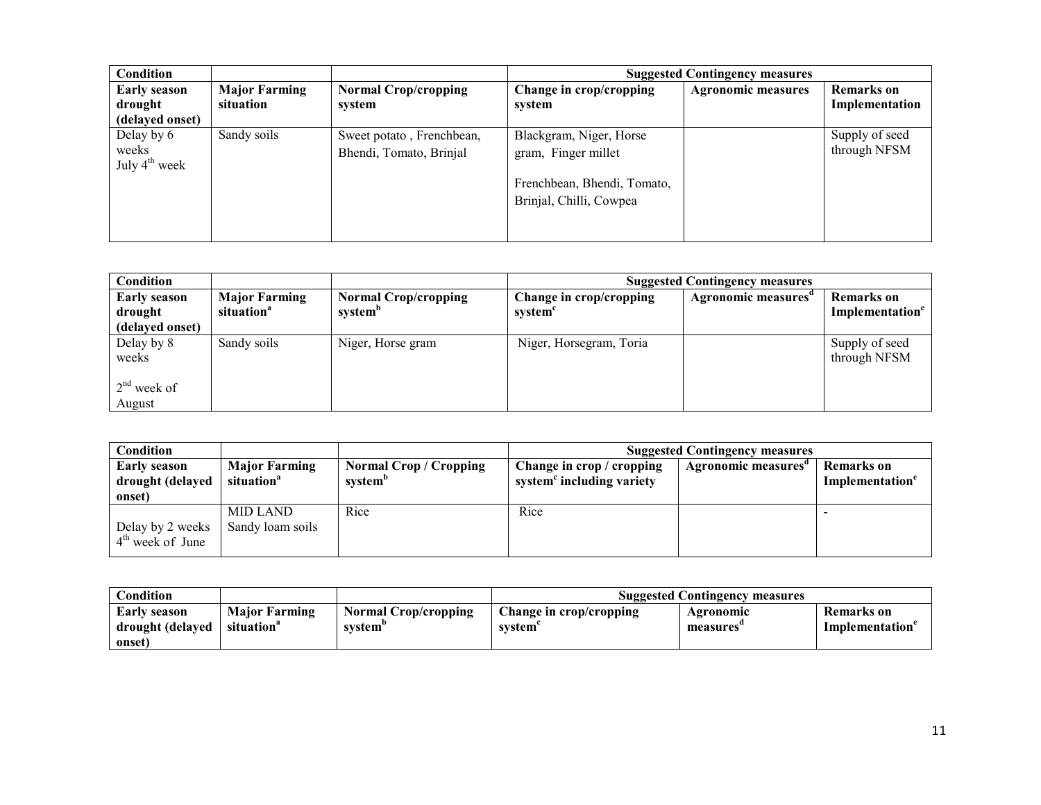| Condition | | | Suggested Contingency measures | | |
|---|---|---|---|---|---|
| **Early season drought (delayed onset)** | **Major Farming situation** | **Normal Crop/cropping system** | **Change in crop/cropping system** | **Agronomic measures** | **Remarks on Implementation** |
| Delay by 6 weeks July 4th week | Sandy soils | Sweet potato , Frenchbean, Bhendi, Tomato, Brinjal | Blackgram, Niger, Horse gram, Finger millet<br><br>Frenchbean, Bhendi, Tomato, Brinjal, Chilli, Cowpea | | Supply of seed through NFSM |

| Condition | | | Suggested Contingency measures | | |
|---|---|---|---|---|---|
| **Early season drought (delayed onset)** | **Major Farming situation[a]** | **Normal Crop/cropping system[b]** | **Change in crop/cropping system[c]** | **Agronomic measures[d]** | **Remarks on Implementation[e]** |
| Delay by 8 weeks<br><br>2nd week of August | Sandy soils | Niger, Horse gram | Niger, Horsegram, Toria | | Supply of seed through NFSM |

| Condition | | | Suggested Contingency measures | | |
|---|---|---|---|---|---|
| **Early season drought (delayed onset)** | **Major Farming situation[a]** | **Normal Crop / Cropping system[b]** | **Change in crop / cropping system[c] including variety** | **Agronomic measures[d]** | **Remarks on Implementation[e]** |
| Delay by 2 weeks 4th week of June | MID LAND Sandy loam soils | Rice | Rice | | - |

| Condition | | | Suggested Contingency measures | | |
|---|---|---|---|---|---|
| **Early season drought (delayed onset)** | **Major Farming situation[a]** | **Normal Crop/cropping system[b]** | **Change in crop/cropping system[c]** | **Agronomic measures[d]** | **Remarks on Implementation[e]** |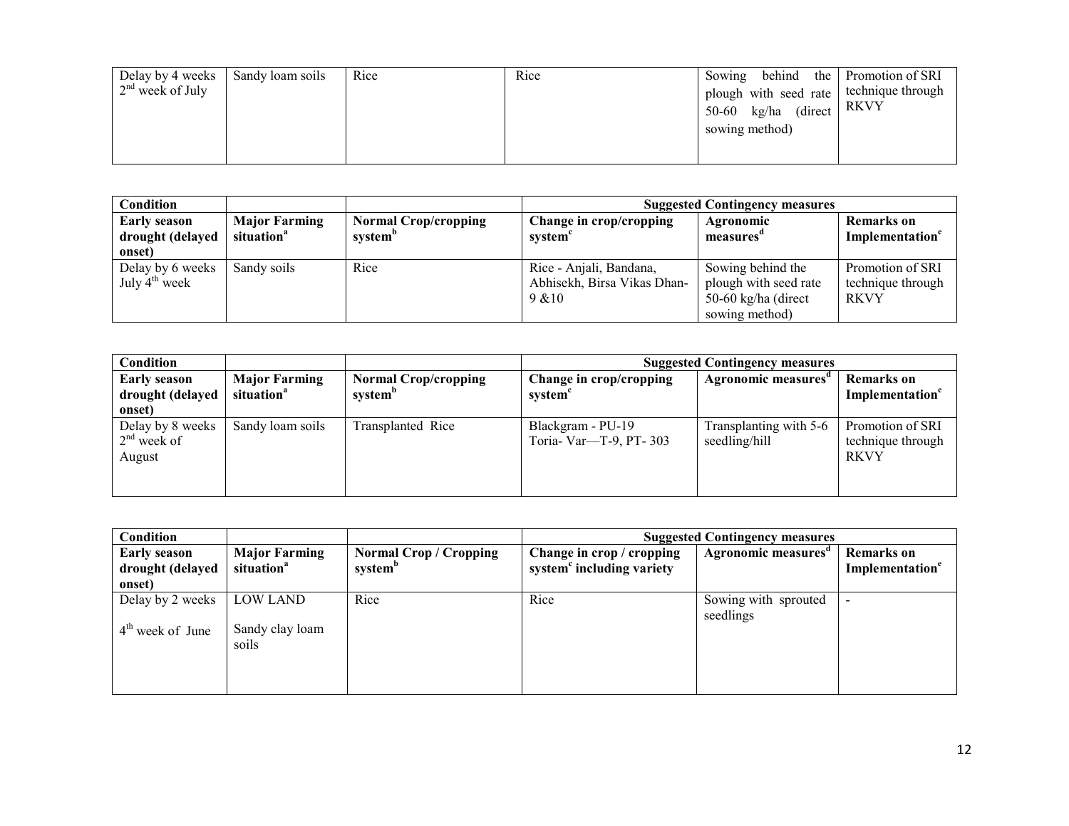| | | | | | |
|---|---|---|---|---|---|
| Delay by 4 weeks 2nd week of July | Sandy loam soils | Rice | Rice | Sowing behind the plough with seed rate 50-60 kg/ha (direct sowing method) | Promotion of SRI technique through RKVY |

| Condition | | | Suggested Contingency measures | | |
|---|---|---|---|---|---|
| **Early season drought (delayed onset)** | **Major Farming situation[a]** | **Normal Crop/cropping system[b]** | **Change in crop/cropping system[c]** | **Agronomic measures[d]** | **Remarks on Implementation[e]** |
| Delay by 6 weeks July 4th week | Sandy soils | Rice | Rice - Anjali, Bandana, Abhisekh, Birsa Vikas Dhan-9 &10 | Sowing behind the plough with seed rate 50-60 kg/ha (direct sowing method) | Promotion of SRI technique through RKVY |

| Condition | | | Suggested Contingency measures | | |
|---|---|---|---|---|---|
| **Early season drought (delayed onset)** | **Major Farming situation[a]** | **Normal Crop/cropping system[b]** | **Change in crop/cropping system[c]** | **Agronomic measures[d]** | **Remarks on Implementation[e]** |
| Delay by 8 weeks 2nd week of August | Sandy loam soils | Transplanted Rice | Blackgram - PU-19<br>Toria- Var—T-9, PT- 303 | Transplanting with 5-6 seedling/hill | Promotion of SRI technique through RKVY |

| Condition | | | Suggested Contingency measures | | |
|---|---|---|---|---|---|
| **Early season drought (delayed onset)** | **Major Farming situation[a]** | **Normal Crop / Cropping system[b]** | **Change in crop / cropping system[c] including variety** | **Agronomic measures[d]** | **Remarks on Implementation[e]** |
| Delay by 2 weeks<br>4th week of June | LOW LAND<br>Sandy clay loam soils | Rice | Rice | Sowing with sprouted seedlings | - |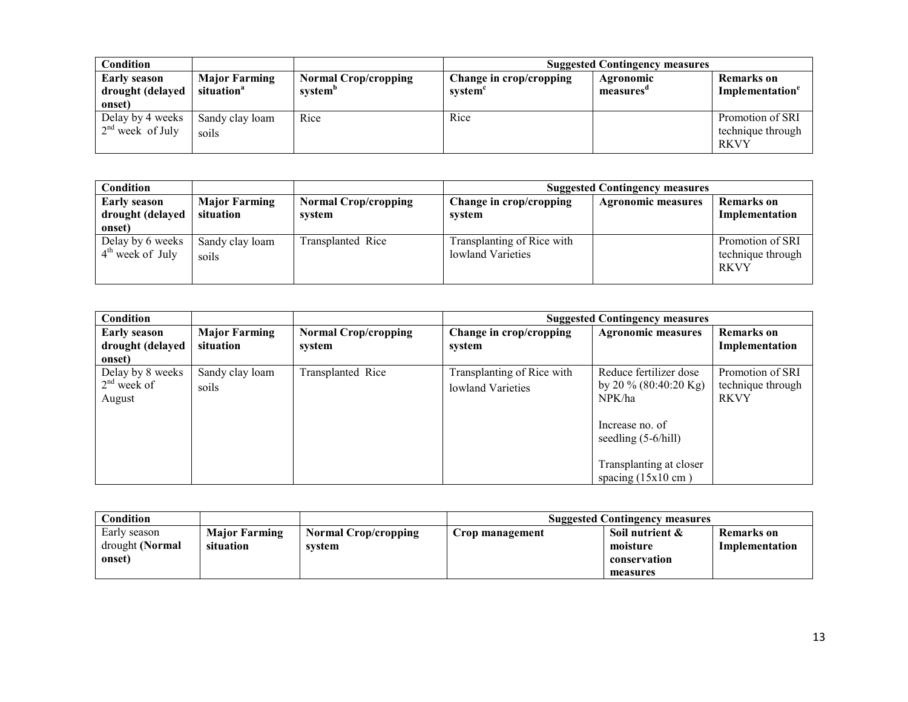| Condition | | | Suggested Contingency measures | | |
|---|---|---|---|---|---|
| **Early season drought (delayed onset)** | **Major Farming situation[a]** | **Normal Crop/cropping system[b]** | **Change in crop/cropping system[c]** | **Agronomic measures[d]** | **Remarks on Implementation[e]** |
| Delay by 4 weeks 2[nd] week of July | Sandy clay loam soils | Rice | Rice | | Promotion of SRI technique through RKVY |

| Condition | | | Suggested Contingency measures | | |
|---|---|---|---|---|---|
| **Early season drought (delayed onset)** | **Major Farming situation** | **Normal Crop/cropping system** | **Change in crop/cropping system** | **Agronomic measures** | **Remarks on Implementation** |
| Delay by 6 weeks 4[th] week of July | Sandy clay loam soils | Transplanted Rice | Transplanting of Rice with lowland Varieties | | Promotion of SRI technique through RKVY |

| Condition | | | Suggested Contingency measures | | |
|---|---|---|---|---|---|
| **Early season drought (delayed onset)** | **Major Farming situation** | **Normal Crop/cropping system** | **Change in crop/cropping system** | **Agronomic measures** | **Remarks on Implementation** |
| Delay by 8 weeks 2[nd] week of August | Sandy clay loam soils | Transplanted Rice | Transplanting of Rice with lowland Varieties | Reduce fertilizer dose by 20 % (80:40:20 Kg) NPK/ha<br><br>Increase no. of seedling (5-6/hill)<br><br>Transplanting at closer spacing (15x10 cm ) | Promotion of SRI technique through RKVY |

| Condition | | | Suggested Contingency measures | | |
|---|---|---|---|---|---|
| Early season drought **(Normal onset)** | **Major Farming situation** | **Normal Crop/cropping system** | **Crop management** | **Soil nutrient & moisture conservation measures** | **Remarks on Implementation** |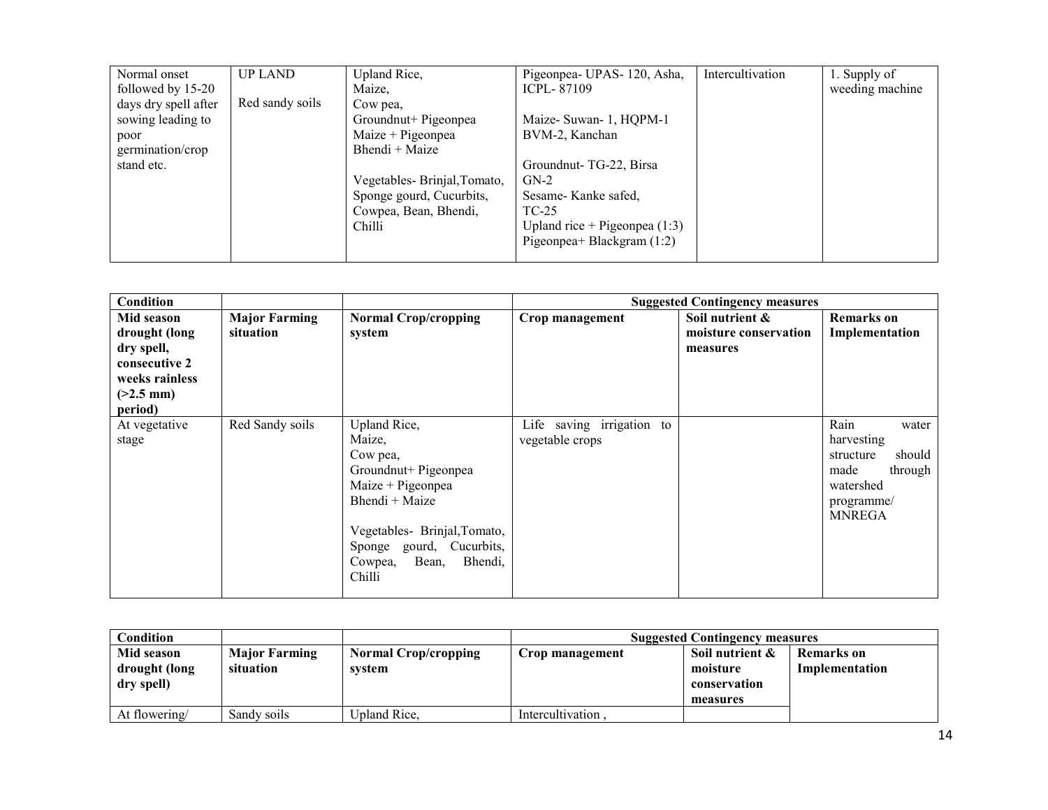| | | | | | |
|---|---|---|---|---|---|
| Normal onset followed by 15-20 days dry spell after sowing leading to poor germination/crop stand etc. | UP LAND<br><br>Red sandy soils | Upland Rice,<br>Maize,<br>Cow pea,<br>Groundnut+ Pigeonpea<br>Maize + Pigeonpea<br>Bhendi + Maize<br><br>Vegetables- Brinjal,Tomato, Sponge gourd, Cucurbits, Cowpea, Bean, Bhendi, Chilli | Pigeonpea- UPAS- 120, Asha, ICPL- 87109<br><br>Maize- Suwan- 1, HQPM-1 BVM-2, Kanchan<br><br>Groundnut- TG-22, Birsa GN-2<br>Sesame- Kanke safed, TC-25<br>Upland rice + Pigeonpea (1:3)<br>Pigeonpea+ Blackgram (1:2) | Intercultivation | 1. Supply of weeding machine |

| Condition | | | Suggested Contingency measures | | |
|---|---|---|---|---|---|
| **Mid season drought (long dry spell, consecutive 2 weeks rainless (>2.5 mm) period)** | **Major Farming situation** | **Normal Crop/cropping system** | **Crop management** | **Soil nutrient & moisture conservation measures** | **Remarks on Implementation** |
| At vegetative stage | Red Sandy soils | Upland Rice,<br>Maize,<br>Cow pea,<br>Groundnut+ Pigeonpea<br>Maize + Pigeonpea<br>Bhendi + Maize<br><br>Vegetables- Brinjal,Tomato, Sponge gourd, Cucurbits, Cowpea, Bean, Bhendi, Chilli | Life saving irrigation to vegetable crops | | Rain water harvesting structure should made through watershed programme/ MNREGA |

| Condition | | | Suggested Contingency measures | | |
|---|---|---|---|---|---|
| **Mid season drought (long dry spell)** | **Major Farming situation** | **Normal Crop/cropping system** | **Crop management** | **Soil nutrient & moisture conservation measures** | **Remarks on Implementation** |
| At flowering/ | Sandy soils | Upland Rice, | Intercultivation , | | |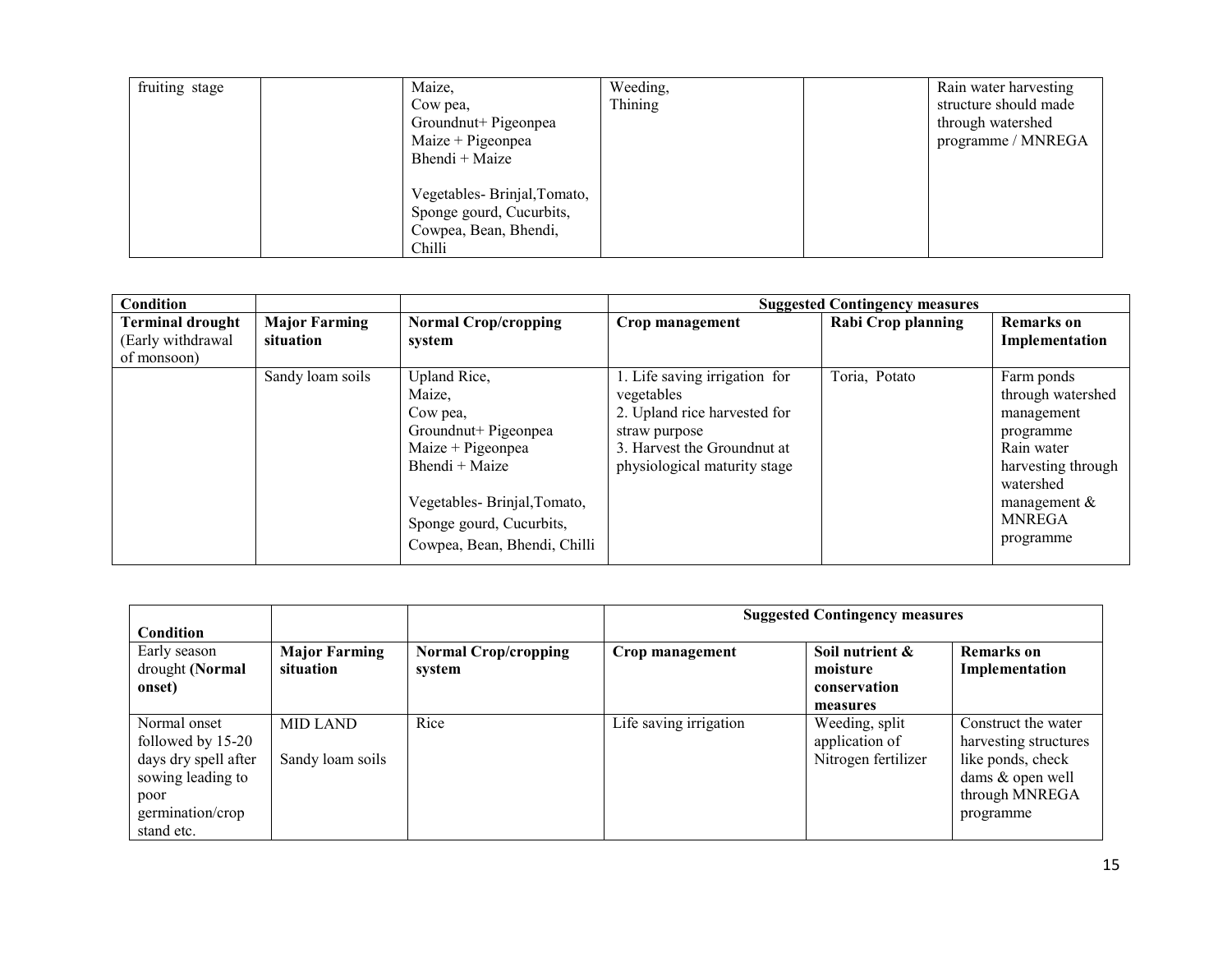| | | | | | |
|---|---|---|---|---|---|
| fruiting stage | | Maize,<br>Cow pea,<br>Groundnut+ Pigeonpea<br>Maize + Pigeonpea<br>Bhendi + Maize<br><br>Vegetables- Brinjal,Tomato, Sponge gourd, Cucurbits, Cowpea, Bean, Bhendi, Chilli | Weeding,<br>Thining | | Rain water harvesting structure should made through watershed programme / MNREGA |

| Condition | | | Suggested Contingency measures | | |
|---|---|---|---|---|---|
| **Terminal drought** (Early withdrawal of monsoon) | **Major Farming situation** | **Normal Crop/cropping system** | **Crop management** | **Rabi Crop planning** | **Remarks on Implementation** |
| | Sandy loam soils | Upland Rice,<br>Maize,<br>Cow pea,<br>Groundnut+ Pigeonpea<br>Maize + Pigeonpea<br>Bhendi + Maize<br><br>Vegetables- Brinjal,Tomato,<br>Sponge gourd, Cucurbits,<br>Cowpea, Bean, Bhendi, Chilli | 1. Life saving irrigation for vegetables<br>2. Upland rice harvested for straw purpose<br>3. Harvest the Groundnut at physiological maturity stage | Toria, Potato | Farm ponds through watershed management programme<br>Rain water harvesting through watershed management & MNREGA programme |

| Condition | | | Suggested Contingency measures | | |
|---|---|---|---|---|---|
| Early season drought **(Normal onset)** | **Major Farming situation** | **Normal Crop/cropping system** | **Crop management** | **Soil nutrient & moisture conservation measures** | **Remarks on Implementation** |
| Normal onset followed by 15-20 days dry spell after sowing leading to poor germination/crop stand etc. | MID LAND<br><br>Sandy loam soils | Rice | Life saving irrigation | Weeding, split application of Nitrogen fertilizer | Construct the water harvesting structures like ponds, check dams & open well through MNREGA programme |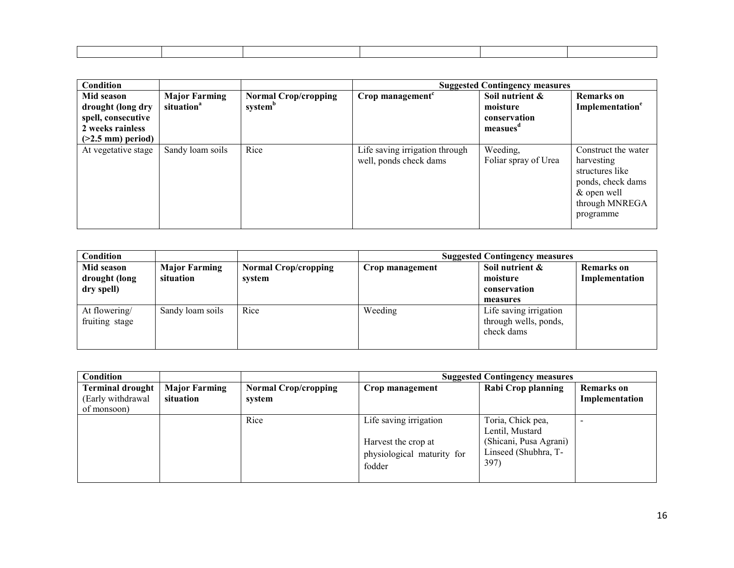| | | | | | |
|---|---|---|---|---|---|
| | | | | | |

| Condition | | | Suggested Contingency measures | | |
|---|---|---|---|---|---|
| **Mid season drought (long dry spell, consecutive 2 weeks rainless (>2.5 mm) period)** | **Major Farming situation[a]** | **Normal Crop/cropping system[b]** | **Crop management[c]** | **Soil nutrient & moisture conservation measues[d]** | **Remarks on Implementation[e]** |
| At vegetative stage | Sandy loam soils | Rice | Life saving irrigation through well, ponds check dams | Weeding, Foliar spray of Urea | Construct the water harvesting structures like ponds, check dams & open well through MNREGA programme |

| Condition | | | Suggested Contingency measures | | |
|---|---|---|---|---|---|
| **Mid season drought (long dry spell)** | **Major Farming situation** | **Normal Crop/cropping system** | **Crop management** | **Soil nutrient & moisture conservation measures** | **Remarks on Implementation** |
| At flowering/ fruiting stage | Sandy loam soils | Rice | Weeding | Life saving irrigation through wells, ponds, check dams | |

| Condition | | | Suggested Contingency measures | | |
|---|---|---|---|---|---|
| **Terminal drought** (Early withdrawal of monsoon) | **Major Farming situation** | **Normal Crop/cropping system** | **Crop management** | **Rabi Crop planning** | **Remarks on Implementation** |
| | | Rice | Life saving irrigation<br><br>Harvest the crop at physiological maturity for fodder | Toria, Chick pea, Lentil, Mustard (Shicani, Pusa Agrani) Linseed (Shubhra, T-397) | - |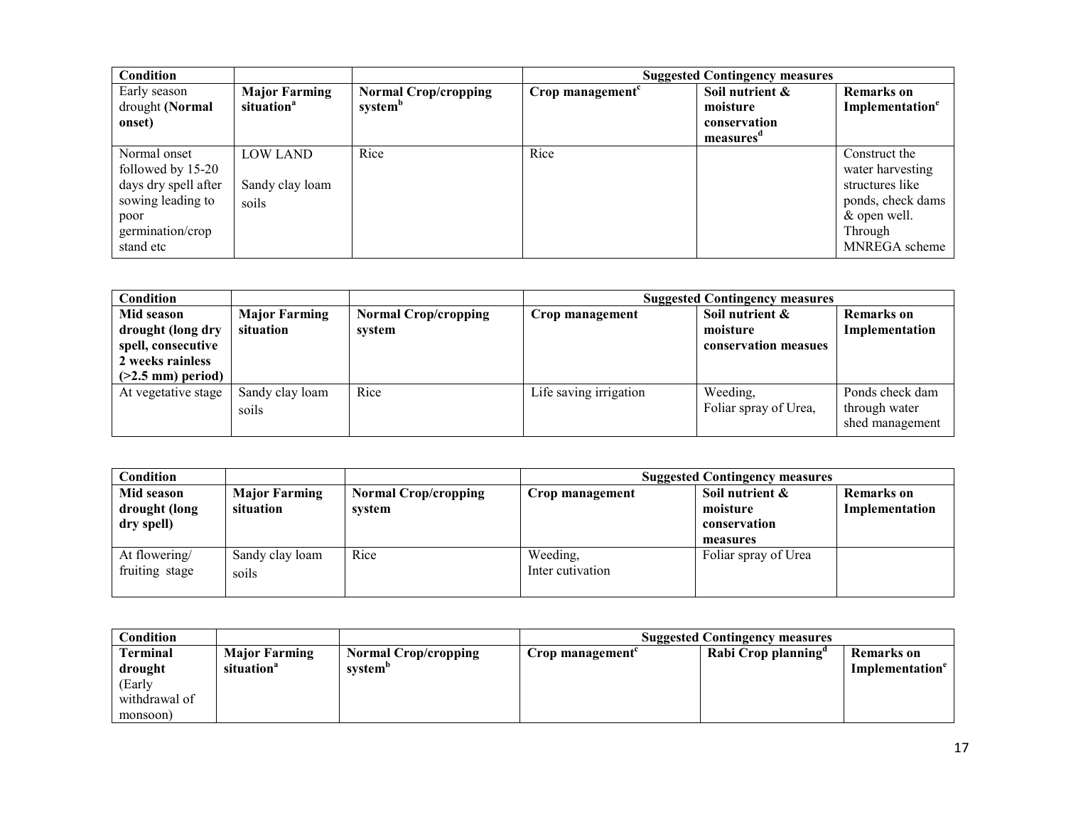| Condition | | | Suggested Contingency measures | | |
|---|---|---|---|---|---|
| Early season drought **(Normal onset)** | **Major Farming situation[a]** | **Normal Crop/cropping system[b]** | **Crop management[c]** | **Soil nutrient & moisture conservation measures[d]** | **Remarks on Implementation[e]** |
| Normal onset followed by 15-20 days dry spell after sowing leading to poor germination/crop stand etc | LOW LAND<br><br>Sandy clay loam soils | Rice | Rice | | Construct the water harvesting structures like ponds, check dams & open well. Through MNREGA scheme |

| Condition | | | Suggested Contingency measures | | |
|---|---|---|---|---|---|
| **Mid season drought (long dry spell, consecutive 2 weeks rainless (>2.5 mm) period)** | **Major Farming situation** | **Normal Crop/cropping system** | **Crop management** | **Soil nutrient & moisture conservation measues** | **Remarks on Implementation** |
| At vegetative stage | Sandy clay loam soils | Rice | Life saving irrigation | Weeding,<br>Foliar spray of Urea, | Ponds check dam through water shed management |

| Condition | | | Suggested Contingency measures | | |
|---|---|---|---|---|---|
| **Mid season drought (long dry spell)** | **Major Farming situation** | **Normal Crop/cropping system** | **Crop management** | **Soil nutrient & moisture conservation measures** | **Remarks on Implementation** |
| At flowering/ fruiting stage | Sandy clay loam soils | Rice | Weeding,<br>Inter cutivation | Foliar spray of Urea | |

| Condition | | | Suggested Contingency measures | | |
|---|---|---|---|---|---|
| **Terminal drought** (Early withdrawal of monsoon) | **Major Farming situation[a]** | **Normal Crop/cropping system[b]** | **Crop management[c]** | **Rabi Crop planning[d]** | **Remarks on Implementation[e]** |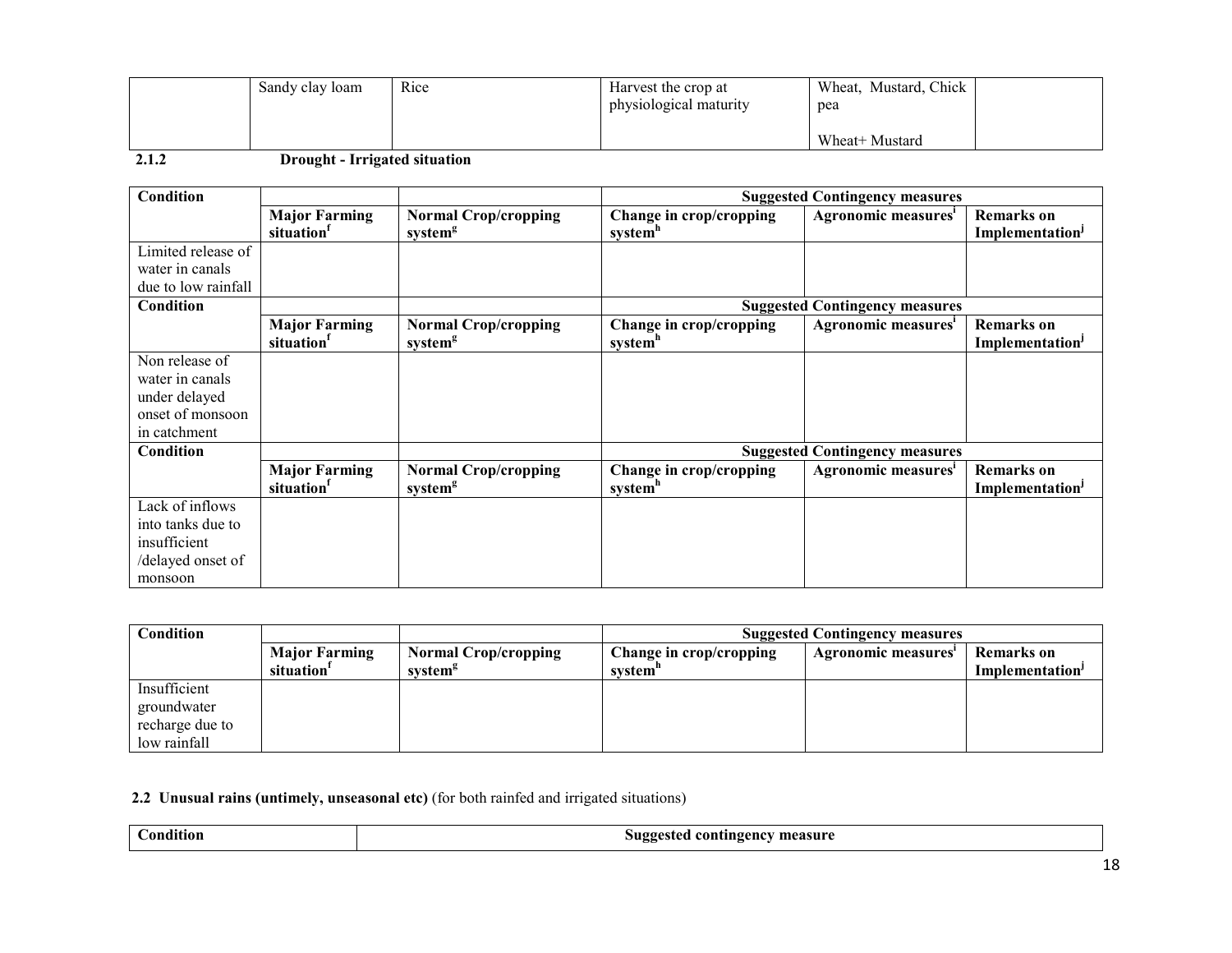| | | | | | |
|---|---|---|---|---|---|
| | Sandy clay loam | Rice | Harvest the crop at physiological maturity | Wheat, Mustard, Chick pea<br><br>Wheat+ Mustard | |

**2.1.2 Drought - Irrigated situation**

| Condition | | | Suggested Contingency measures | | |
|---|---|---|---|---|---|
| | **Major Farming situation[f]** | **Normal Crop/cropping system[g]** | **Change in crop/cropping system[h]** | **Agronomic measures[i]** | **Remarks on Implementation[j]** |
| Limited release of water in canals due to low rainfall | | | | | |

| Condition | | | Suggested Contingency measures | | |
|---|---|---|---|---|---|
| | **Major Farming situation[f]** | **Normal Crop/cropping system[g]** | **Change in crop/cropping system[h]** | **Agronomic measures[i]** | **Remarks on Implementation[j]** |
| Non release of water in canals under delayed onset of monsoon in catchment | | | | | |

| Condition | | | Suggested Contingency measures | | |
|---|---|---|---|---|---|
| | **Major Farming situation[f]** | **Normal Crop/cropping system[g]** | **Change in crop/cropping system[h]** | **Agronomic measures[i]** | **Remarks on Implementation[j]** |
| Lack of inflows into tanks due to insufficient /delayed onset of monsoon | | | | | |

| Condition | | | Suggested Contingency measures | | |
|---|---|---|---|---|---|
| | **Major Farming situation[f]** | **Normal Crop/cropping system[g]** | **Change in crop/cropping system[h]** | **Agronomic measures[i]** | **Remarks on Implementation[j]** |
| Insufficient groundwater recharge due to low rainfall | | | | | |

**2.2 Unusual rains (untimely, unseasonal etc)** (for both rainfed and irrigated situations)

| Condition | Suggested contingency measure |
|---|---|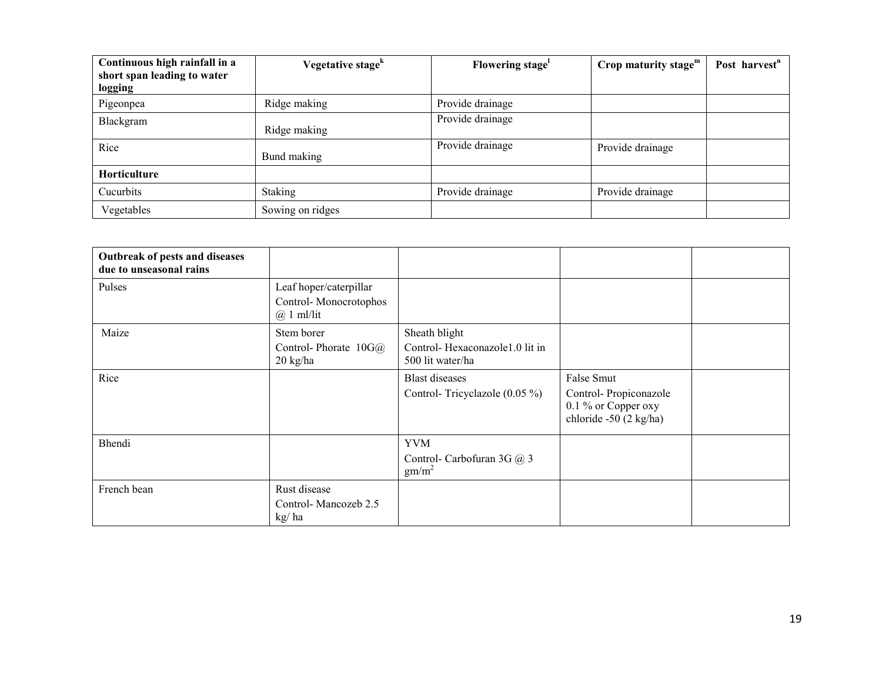| **Continuous high rainfall in a short span leading to water logging** | **Vegetative stage[k]** | **Flowering stage[l]** | **Crop maturity stage[m]** | **Post harvest[n]** |
|---|---|---|---|---|
| Pigeonpea | Ridge making | Provide drainage | | |
| Blackgram | Ridge making | Provide drainage | | |
| Rice | Bund making | Provide drainage | Provide drainage | |
| **Horticulture** | | | | |
| Cucurbits | Staking | Provide drainage | Provide drainage | |
| Vegetables | Sowing on ridges | | | |

| **Outbreak of pests and diseases due to unseasonal rains** | | | | |
|---|---|---|---|---|
| Pulses | Leaf hoper/caterpillar<br>Control- Monocrotophos @ 1 ml/lit | | | |
| Maize | Stem borer<br>Control- Phorate 10G@ 20 kg/ha | Sheath blight<br>Control- Hexaconazole1.0 lit in 500 lit water/ha | | |
| Rice | | Blast diseases<br>Control- Tricyclazole (0.05 %) | False Smut<br>Control- Propiconazole 0.1 % or Copper oxy chloride -50 (2 kg/ha) | |
| Bhendi | | YVM<br>Control- Carbofuran 3G @ 3 gm/m$^2$ | | |
| French bean | Rust disease<br>Control- Mancozeb 2.5 kg/ ha | | | |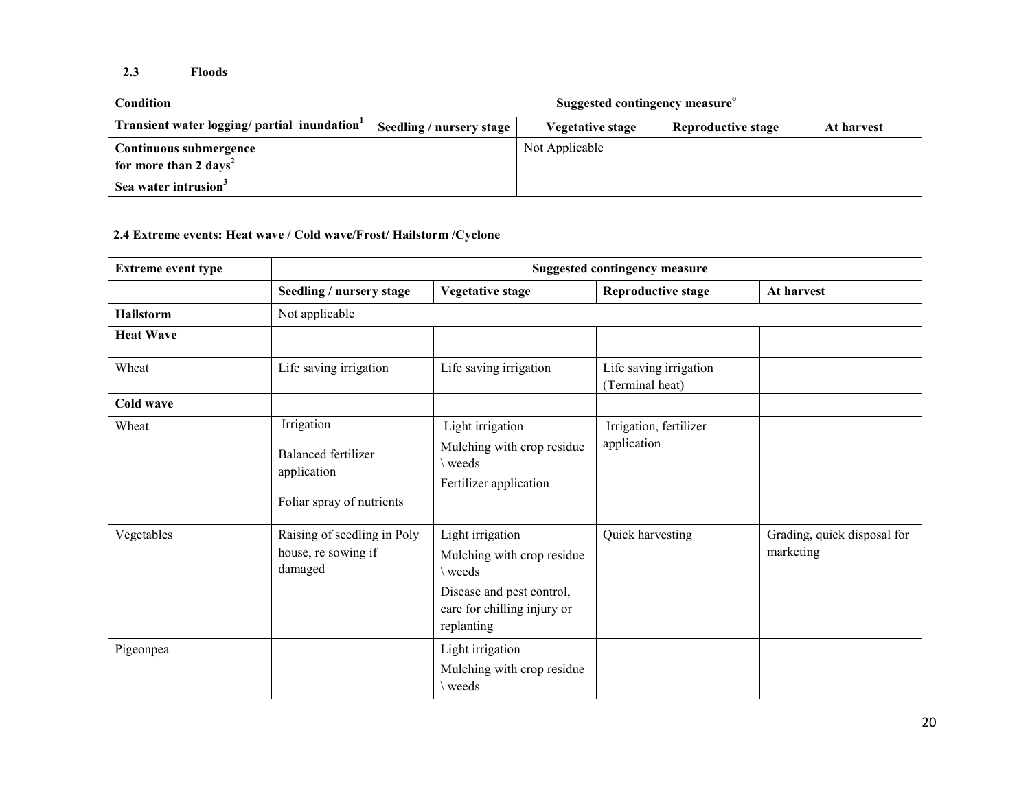### 2.3 Floods

| Condition | Suggested contingency measure[o] | | | |
|---|---|---|---|---|
| Transient water logging/ partial inundation[1] | Seedling / nursery stage | Vegetative stage | Reproductive stage | At harvest |
| Continuous submergence for more than 2 days[2] | | Not Applicable | | |
| Sea water intrusion[3] | | | | |

### 2.4 Extreme events: Heat wave / Cold wave/Frost/ Hailstorm /Cyclone

| Extreme event type | Suggested contingency measure | | | |
|---|---|---|---|---|
| | Seedling / nursery stage | Vegetative stage | Reproductive stage | At harvest |
| **Hailstorm** | Not applicable | | | |
| **Heat Wave** | | | | |
| Wheat | Life saving irrigation | Life saving irrigation | Life saving irrigation (Terminal heat) | |
| **Cold wave** | | | | |
| Wheat | Irrigation<br>Balanced fertilizer application<br>Foliar spray of nutrients | Light irrigation<br>Mulching with crop residue \ weeds<br>Fertilizer application | Irrigation, fertilizer application | |
| Vegetables | Raising of seedling in Poly house, re sowing if damaged | Light irrigation<br>Mulching with crop residue \ weeds<br>Disease and pest control, care for chilling injury or replanting | Quick harvesting | Grading, quick disposal for marketing |
| Pigeonpea | | Light irrigation<br>Mulching with crop residue \ weeds | | |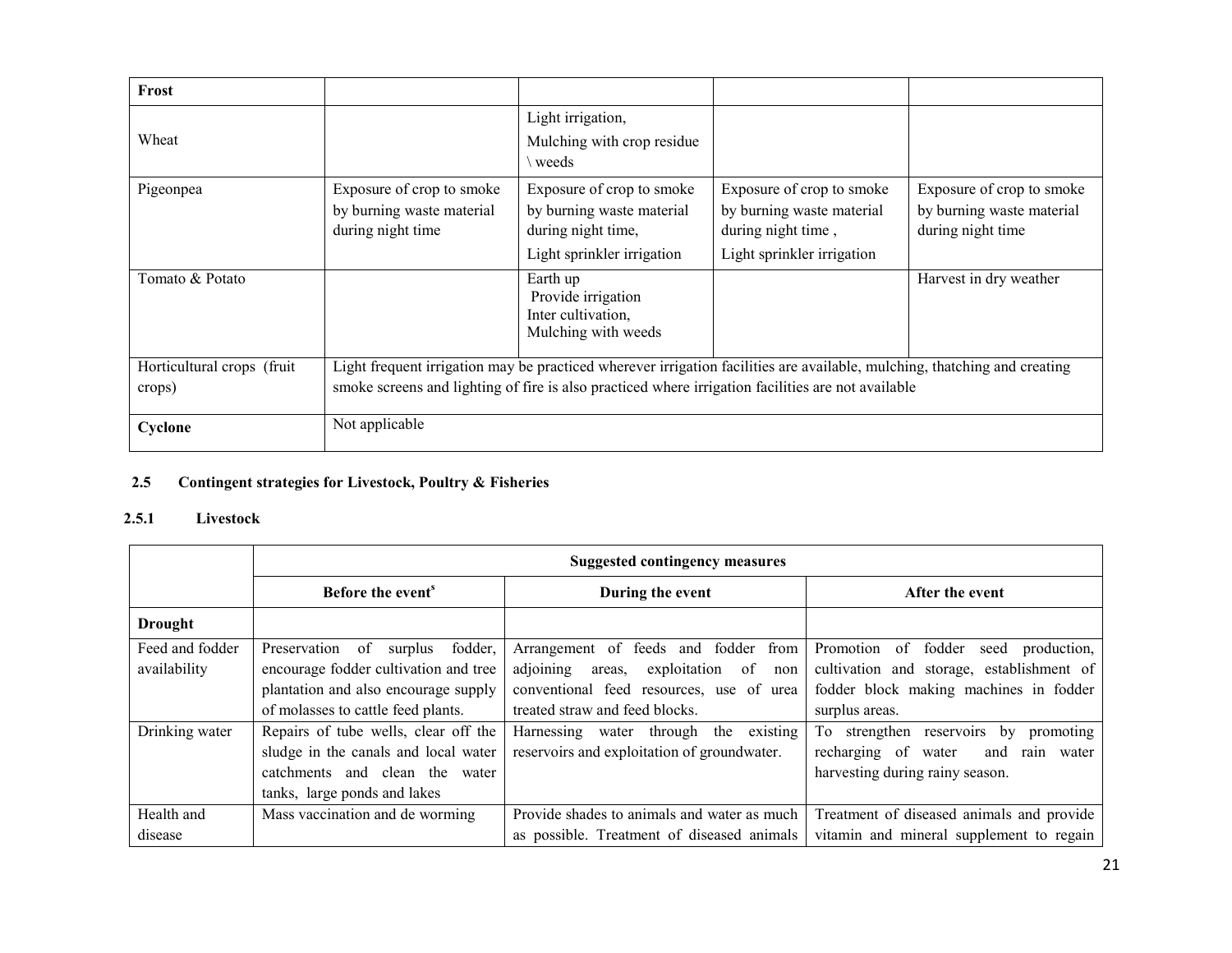| | | | | |
|---|---|---|---|---|
| **Frost** | | | | |
| Wheat | | Light irrigation,<br>Mulching with crop residue \ weeds | | |
| Pigeonpea | Exposure of crop to smoke by burning waste material during night time | Exposure of crop to smoke by burning waste material during night time,<br>Light sprinkler irrigation | Exposure of crop to smoke by burning waste material during night time ,<br>Light sprinkler irrigation | Exposure of crop to smoke by burning waste material during night time |
| Tomato & Potato | | Earth up<br>Provide irrigation<br>Inter cultivation,<br>Mulching with weeds | | Harvest in dry weather |
| Horticultural crops (fruit crops) | Light frequent irrigation may be practiced wherever irrigation facilities are available, mulching, thatching and creating smoke screens and lighting of fire is also practiced where irrigation facilities are not available | | | |
| **Cyclone** | Not applicable | | | |

### 2.5 Contingent strategies for Livestock, Poultry & Fisheries

#### 2.5.1 Livestock

| | Suggested contingency measures | | |
|---|---|---|---|
| | **Before the event**[s] | **During the event** | **After the event** |
| **Drought** | | | |
| Feed and fodder availability | Preservation of surplus fodder, encourage fodder cultivation and tree plantation and also encourage supply of molasses to cattle feed plants. | Arrangement of feeds and fodder from adjoining areas, exploitation of non conventional feed resources, use of urea treated straw and feed blocks. | Promotion of fodder seed production, cultivation and storage, establishment of fodder block making machines in fodder surplus areas. |
| Drinking water | Repairs of tube wells, clear off the sludge in the canals and local water catchments and clean the water tanks, large ponds and lakes | Harnessing water through the existing reservoirs and exploitation of groundwater. | To strengthen reservoirs by promoting recharging of water and rain water harvesting during rainy season. |
| Health and disease | Mass vaccination and de worming | Provide shades to animals and water as much as possible. Treatment of diseased animals | Treatment of diseased animals and provide vitamin and mineral supplement to regain |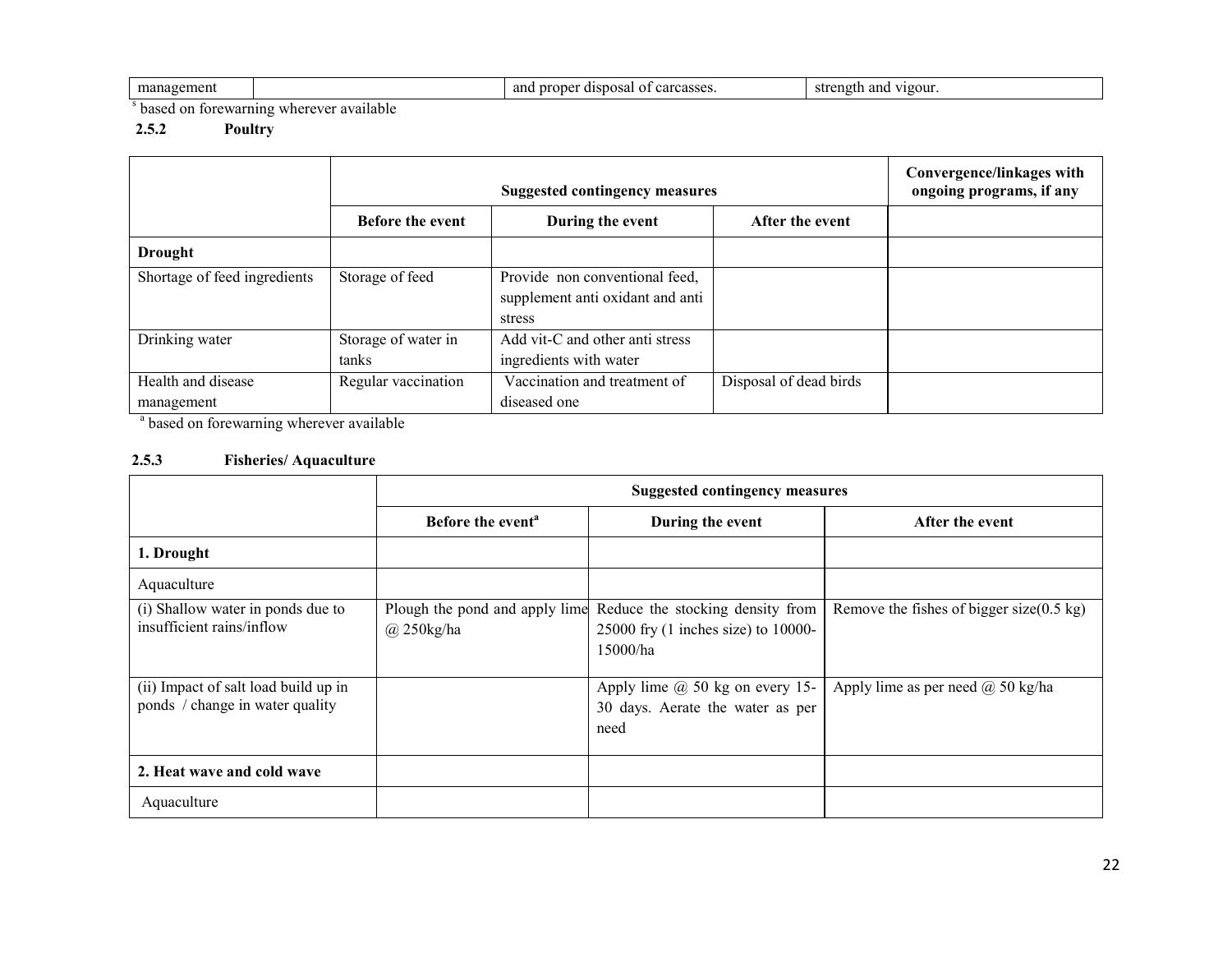| | | | |
|---|---|---|---|
| management | | and proper disposal of carcasses. | strength and vigour. |

[s] based on forewarning wherever available

**2.5.2 Poultry**

| | Suggested contingency measures | | | Convergence/linkages with ongoing programs, if any |
|---|---|---|---|---|
| | Before the event | During the event | After the event | |
| **Drought** | | | | |
| Shortage of feed ingredients | Storage of feed | Provide non conventional feed, supplement anti oxidant and anti stress | | |
| Drinking water | Storage of water in tanks | Add vit-C and other anti stress ingredients with water | | |
| Health and disease management | Regular vaccination | Vaccination and treatment of diseased one | Disposal of dead birds | |

[a] based on forewarning wherever available

**2.5.3 Fisheries/ Aquaculture**

| | Suggested contingency measures | | |
|---|---|---|---|
| | Before the event[a] | During the event | After the event |
| **1. Drought** | | | |
| Aquaculture | | | |
| (i) Shallow water in ponds due to insufficient rains/inflow | Plough the pond and apply lime @ 250kg/ha | Reduce the stocking density from 25000 fry (1 inches size) to 10000-15000/ha | Remove the fishes of bigger size(0.5 kg) |
| (ii) Impact of salt load build up in ponds / change in water quality | | Apply lime @ 50 kg on every 15-30 days. Aerate the water as per need | Apply lime as per need @ 50 kg/ha |
| **2. Heat wave and cold wave** | | | |
| Aquaculture | | | |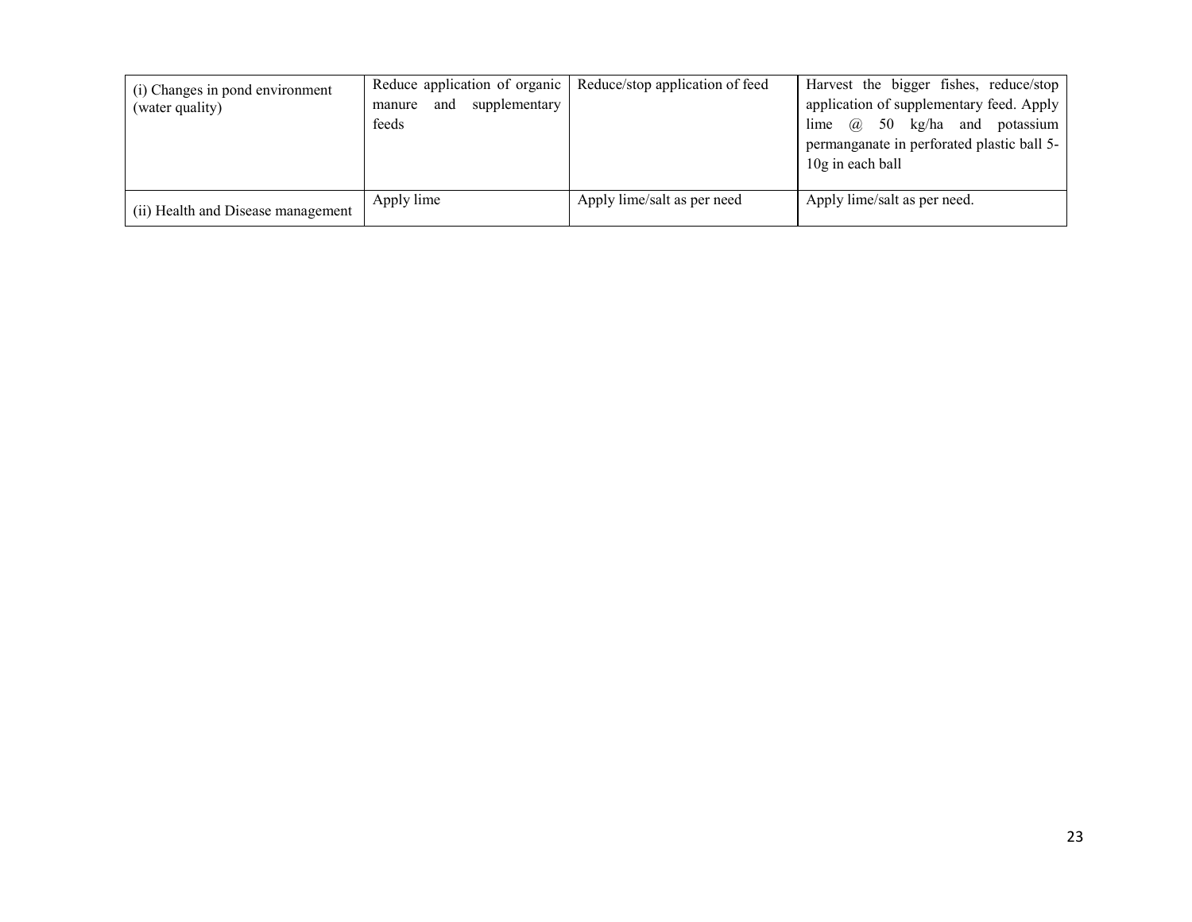| | | | |
|---|---|---|---|
| (i) Changes in pond environment (water quality) | Reduce application of organic manure and supplementary feeds | Reduce/stop application of feed | Harvest the bigger fishes, reduce/stop application of supplementary feed. Apply lime @ 50 kg/ha and potassium permanganate in perforated plastic ball 5-10g in each ball |
| (ii) Health and Disease management | Apply lime | Apply lime/salt as per need | Apply lime/salt as per need. |